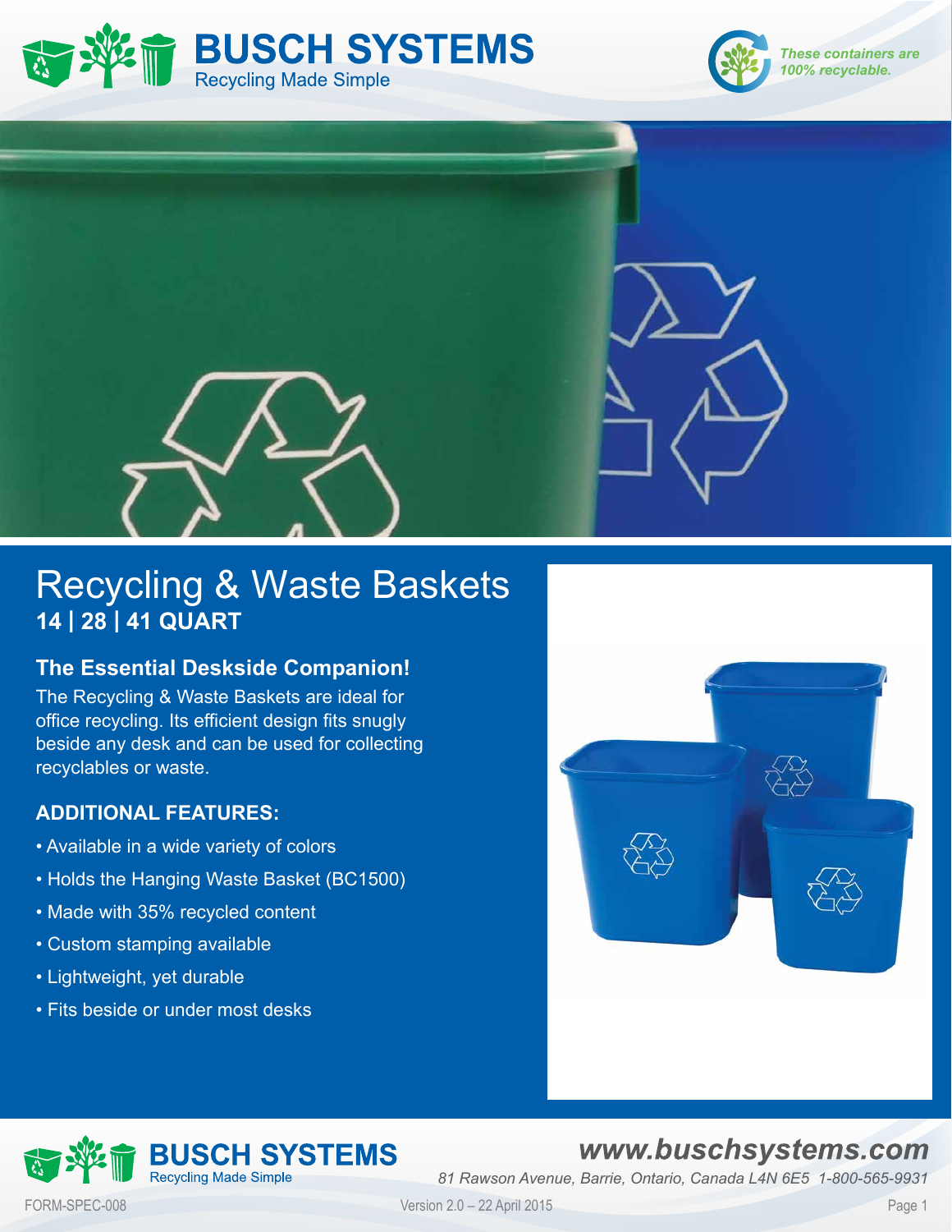# BUSCH SYSTEMS

Recycling Made Simple

*These containers are 100% recyclable.*

# Recycling & Waste Baskets

**14 | 28 | 41 QUART**

## The Essential Deskside Companion!

The Recycling & Waste Baskets are ideal for office recycling. Its efficient design fits snugly beside any desk and can be used for collecting recyclables or waste.

## ADDITIONAL FEATURES:

- Available in a wide variety of colors
- Holds the Hanging Waste Basket (BC1500)
- Made with 35% recycled content
- Custom stamping available
- Lightweight, yet durable
- Fits beside or under most desks

**BUSCH SYSTEMS**
Recycling Made Simple

**www.buschsystems.com**

*81 Rawson Avenue, Barrie, Ontario, Canada L4N 6E5 1-800-565-9931*

FORM-SPEC-008 Version 2.0 – 22 April 2015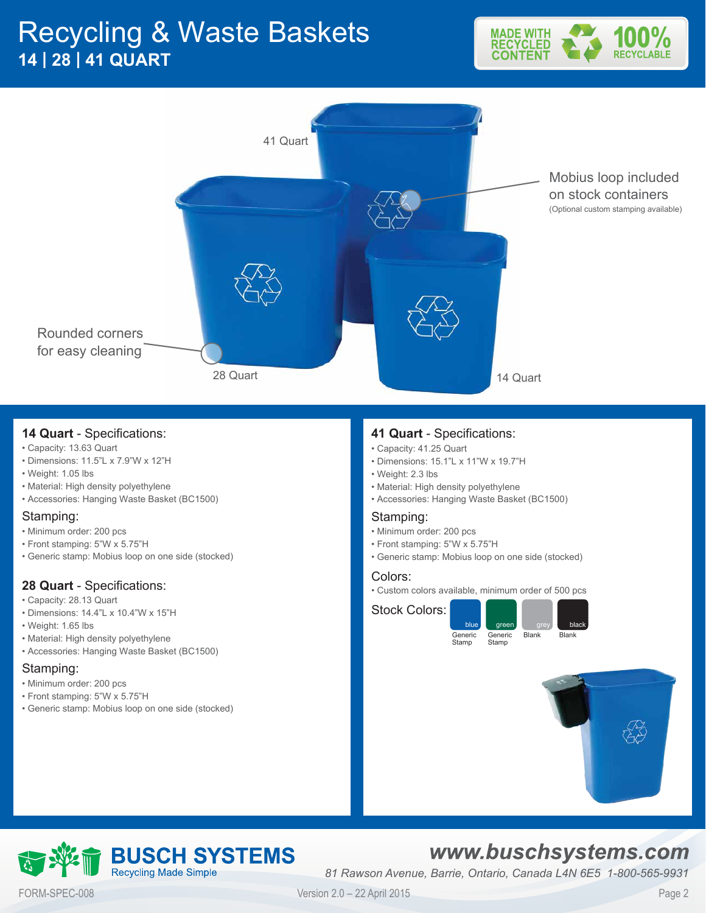# Recycling & Waste Baskets

**14 | 28 | 41 QUART**

MADE WITH RECYCLED CONTENT 100% RECYCLABLE

41 Quart

Mobius loop included on stock containers
(Optional custom stamping available)

Rounded corners for easy cleaning

28 Quart

14 Quart

## **14 Quart** - Specifications:

- Capacity: 13.63 Quart
- Dimensions: 11.5"L x 7.9"W x 12"H
- Weight: 1.05 lbs
- Material: High density polyethylene
- Accessories: Hanging Waste Basket (BC1500)

### Stamping:

- Minimum order: 200 pcs
- Front stamping: 5"W x 5.75"H
- Generic stamp: Mobius loop on one side (stocked)

## **28 Quart** - Specifications:

- Capacity: 28.13 Quart
- Dimensions: 14.4"L x 10.4"W x 15"H
- Weight: 1.65 lbs
- Material: High density polyethylene
- Accessories: Hanging Waste Basket (BC1500)

### Stamping:

- Minimum order: 200 pcs
- Front stamping: 5"W x 5.75"H
- Generic stamp: Mobius loop on one side (stocked)

## **41 Quart** - Specifications:

- Capacity: 41.25 Quart
- Dimensions: 15.1"L x 11"W x 19.7"H
- Weight: 2.3 lbs
- Material: High density polyethylene
- Accessories: Hanging Waste Basket (BC1500)

### Stamping:

- Minimum order: 200 pcs
- Front stamping: 5"W x 5.75"H
- Generic stamp: Mobius loop on one side (stocked)

### Colors:

- Custom colors available, minimum order of 500 pcs

### Stock Colors:

- blue – Generic Stamp
- green – Generic Stamp
- grey – Blank
- black – Blank

**BUSCH SYSTEMS**
Recycling Made Simple

www.buschsystems.com
81 Rawson Avenue, Barrie, Ontario, Canada L4N 6E5 1-800-565-9931

FORM-SPEC-008 Version 2.0 – 22 April 2015